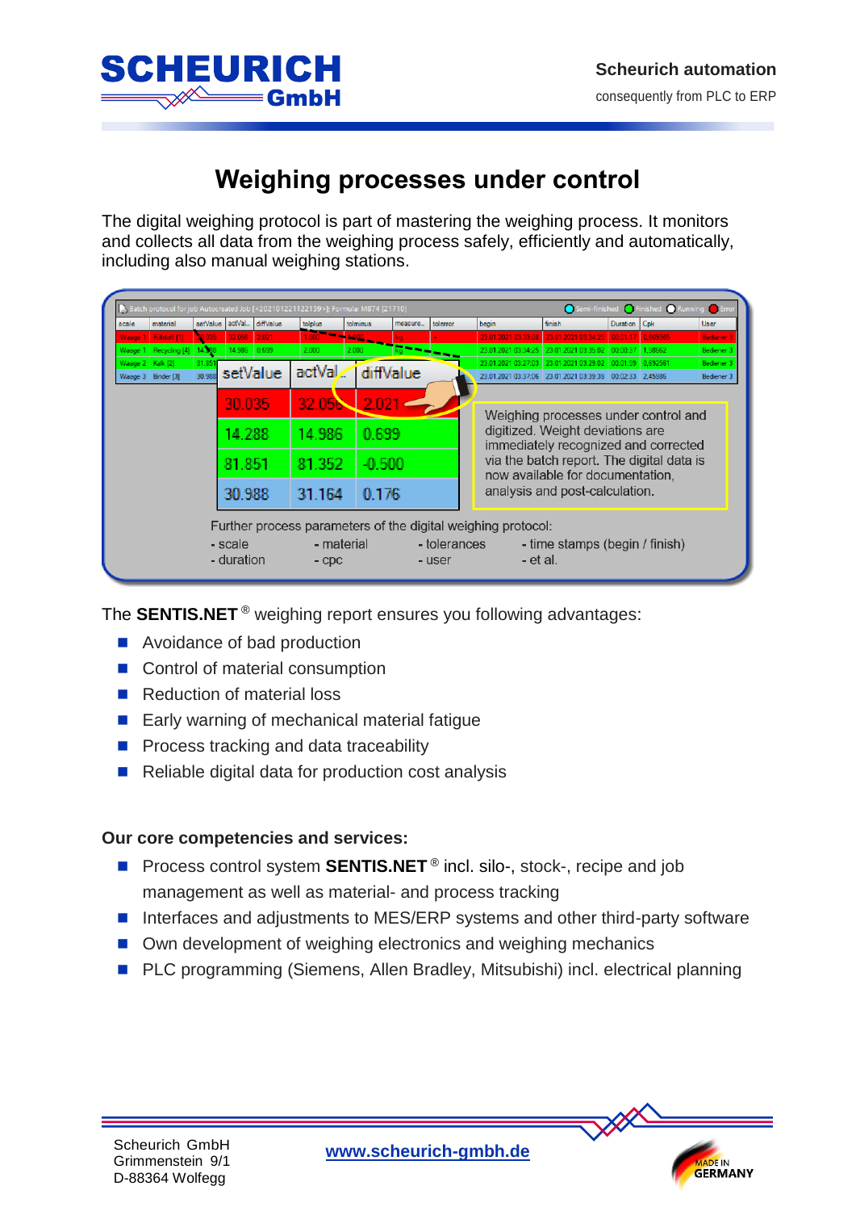# Weighing processes under control

The digital weighing protocol is part of mastering the weighing process. It monitors and collects all data from the weighing process safely, efficiently and automatically, including also manual weighing stations.

| setValue | actVal.. | diffValue |
|---|---|---|
| 30.035 | 32.056 | 2.021 |
| 14.288 | 14.986 | 0.699 |
| 81.851 | 81.352 | -0.500 |
| 30.988 | 31.164 | 0.176 |

Weighing processes under control and digitized. Weight deviations are immediately recognized and corrected via the batch report. The digital data is now available for documentation, analysis and post-calculation.

Further process parameters of the digital weighing protocol:

- scale
- duration
- material
- cpc
- tolerances
- user
- time stamps (begin / finish)
- et al.

The **SENTIS.NET**® weighing report ensures you following advantages:

- Avoidance of bad production
- Control of material consumption
- Reduction of material loss
- Early warning of mechanical material fatigue
- Process tracking and data traceability
- Reliable digital data for production cost analysis

**Our core competencies and services:**

- Process control system **SENTIS.NET**® incl. silo-, stock-, recipe and job management as well as material- and process tracking
- Interfaces and adjustments to MES/ERP systems and other third-party software
- Own development of weighing electronics and weighing mechanics
- PLC programming (Siemens, Allen Bradley, Mitsubishi) incl. electrical planning

Scheurich GmbH
Grimmenstein 9/1
D-88364 Wolfegg

www.scheurich-gmbh.de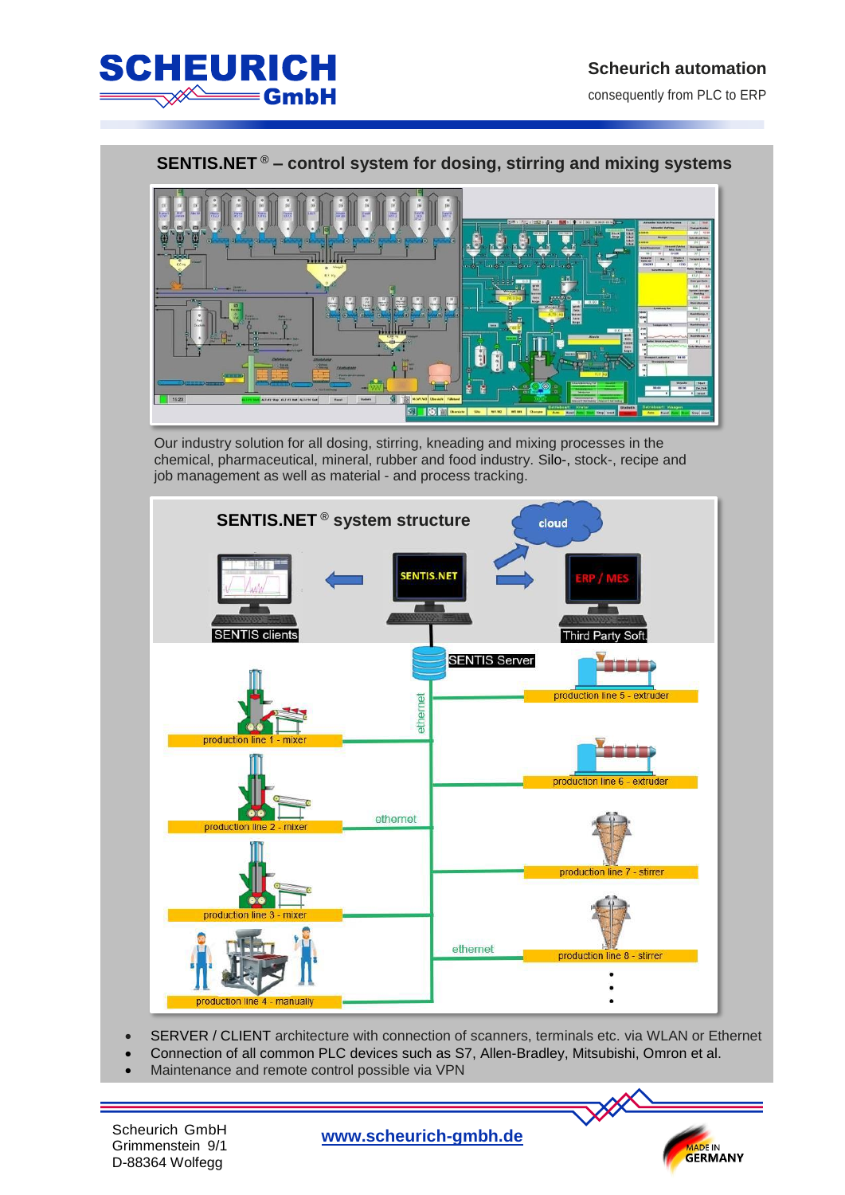**Scheurich automation**

consequently from PLC to ERP

## SENTIS.NET ® – control system for dosing, stirring and mixing systems

Our industry solution for all dosing, stirring, kneading and mixing processes in the chemical, pharmaceutical, mineral, rubber and food industry. Silo-, stock-, recipe and job management as well as material - and process tracking.

SENTIS.NET ® system structure

cloud

SENTIS clients

SENTIS.NET

ERP / MES

Third Party Soft.

SENTIS Server

ethernet

production line 1 - mixer

production line 2 - mixer

production line 3 - mixer

production line 4 - manually

production line 5 - extruder

production line 6 - extruder

production line 7 - stirrer

production line 8 - stirrer

- SERVER / CLIENT architecture with connection of scanners, terminals etc. via WLAN or Ethernet
- Connection of all common PLC devices such as S7, Allen-Bradley, Mitsubishi, Omron et al.
- Maintenance and remote control possible via VPN

Scheurich GmbH
Grimmenstein 9/1
D-88364 Wolfegg

www.scheurich-gmbh.de

MADE IN GERMANY